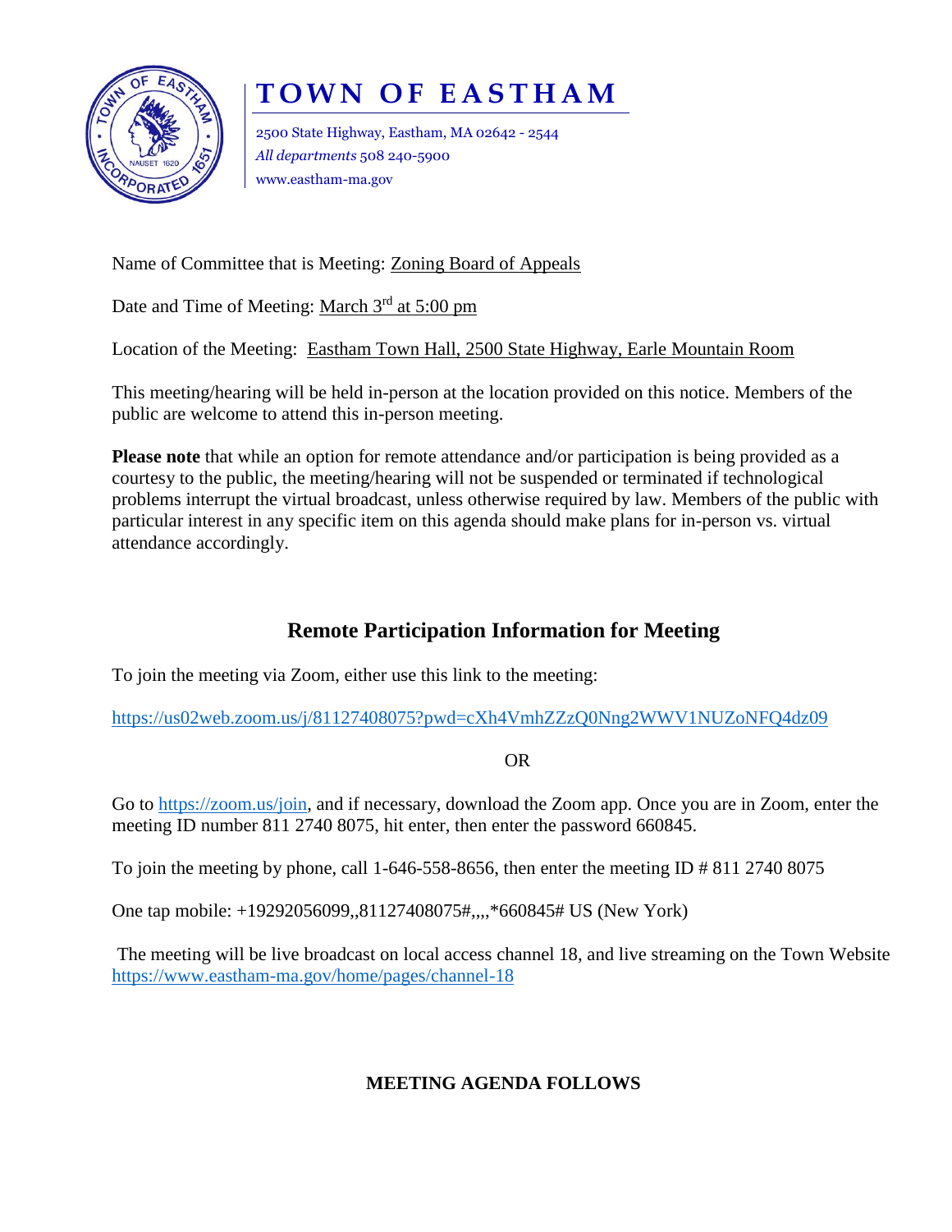# TOWN OF EASTHAM

2500 State Highway, Eastham, MA 02642 - 2544
*All departments* 508 240-5900
www.eastham-ma.gov

Name of Committee that is Meeting: Zoning Board of Appeals

Date and Time of Meeting: March 3rd at 5:00 pm

Location of the Meeting: Eastham Town Hall, 2500 State Highway, Earle Mountain Room

This meeting/hearing will be held in-person at the location provided on this notice. Members of the public are welcome to attend this in-person meeting.

**Please note** that while an option for remote attendance and/or participation is being provided as a courtesy to the public, the meeting/hearing will not be suspended or terminated if technological problems interrupt the virtual broadcast, unless otherwise required by law. Members of the public with particular interest in any specific item on this agenda should make plans for in-person vs. virtual attendance accordingly.

## Remote Participation Information for Meeting

To join the meeting via Zoom, either use this link to the meeting:

https://us02web.zoom.us/j/81127408075?pwd=cXh4VmhZZzQ0Nng2WWV1NUZoNFQ4dz09

OR

Go to https://zoom.us/join, and if necessary, download the Zoom app. Once you are in Zoom, enter the meeting ID number 811 2740 8075, hit enter, then enter the password 660845.

To join the meeting by phone, call 1-646-558-8656, then enter the meeting ID # 811 2740 8075

One tap mobile: +19292056099,,81127408075#,,,,*660845# US (New York)

The meeting will be live broadcast on local access channel 18, and live streaming on the Town Website https://www.eastham-ma.gov/home/pages/channel-18

**MEETING AGENDA FOLLOWS**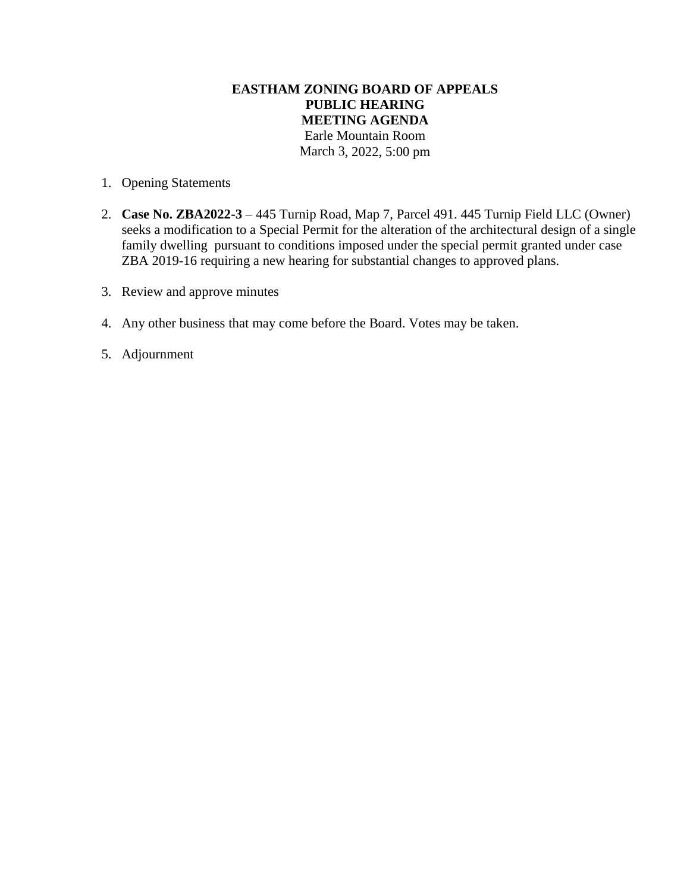**EASTHAM ZONING BOARD OF APPEALS**
**PUBLIC HEARING**
**MEETING AGENDA**
Earle Mountain Room
March 3, 2022, 5:00 pm

1. Opening Statements

2. **Case No. ZBA2022-3** – 445 Turnip Road, Map 7, Parcel 491. 445 Turnip Field LLC (Owner) seeks a modification to a Special Permit for the alteration of the architectural design of a single family dwelling pursuant to conditions imposed under the special permit granted under case ZBA 2019-16 requiring a new hearing for substantial changes to approved plans.

3. Review and approve minutes

4. Any other business that may come before the Board. Votes may be taken.

5. Adjournment